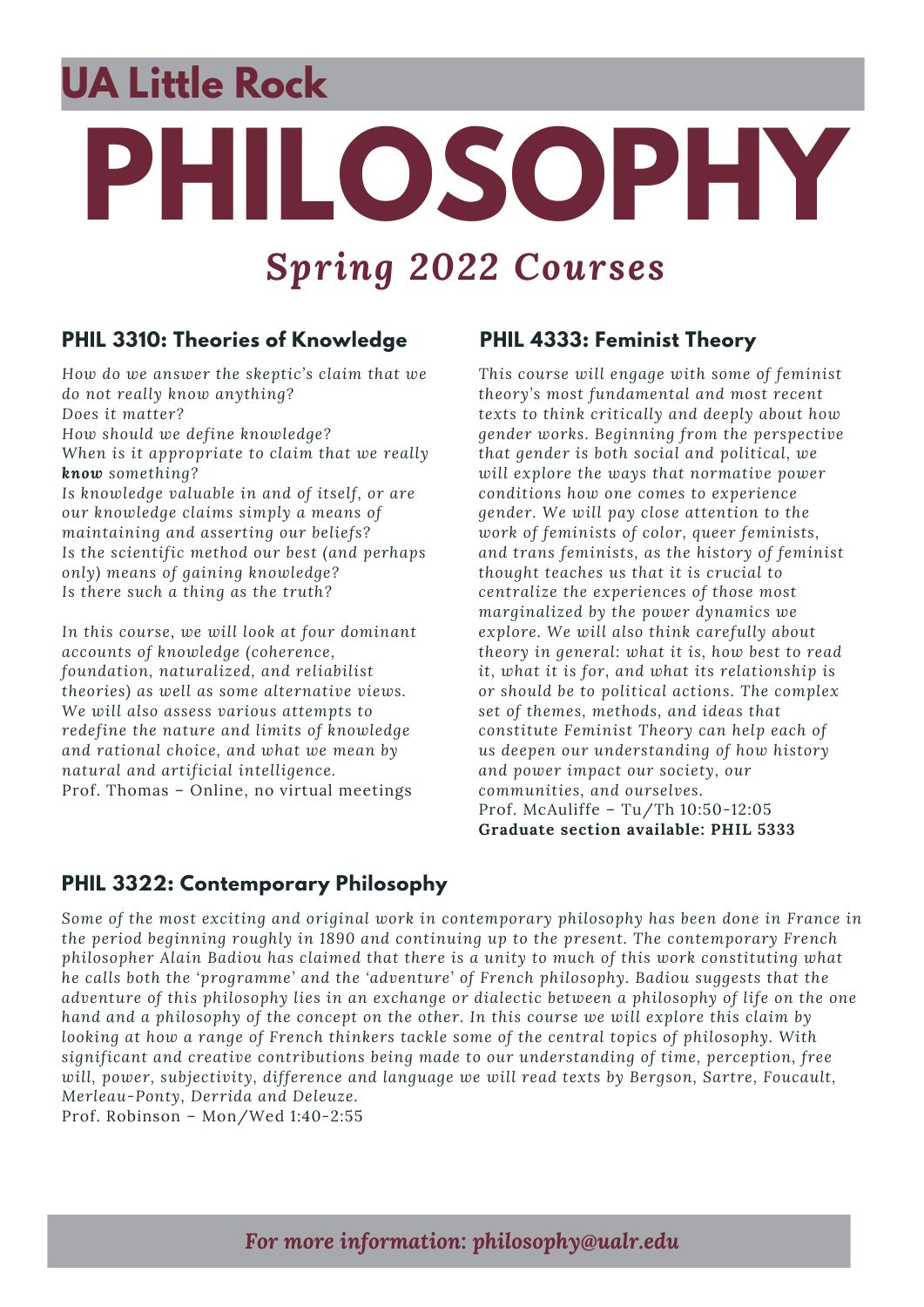## UA Little Rock

# PHILOSOPHY

## *Spring 2022 Courses*

### PHIL 3310: Theories of Knowledge

*How do we answer the skeptic's claim that we do not really know anything?*
*Does it matter?*
*How should we define knowledge?*
*When is it appropriate to claim that we really **know** something?*
*Is knowledge valuable in and of itself, or are our knowledge claims simply a means of maintaining and asserting our beliefs?*
*Is the scientific method our best (and perhaps only) means of gaining knowledge?*
*Is there such a thing as the truth?*

*In this course, we will look at four dominant accounts of knowledge (coherence, foundation, naturalized, and reliabilist theories) as well as some alternative views. We will also assess various attempts to redefine the nature and limits of knowledge and rational choice, and what we mean by natural and artificial intelligence.*
Prof. Thomas – Online, no virtual meetings

### PHIL 4333: Feminist Theory

*This course will engage with some of feminist theory's most fundamental and most recent texts to think critically and deeply about how gender works. Beginning from the perspective that gender is both social and political, we will explore the ways that normative power conditions how one comes to experience gender. We will pay close attention to the work of feminists of color, queer feminists, and trans feminists, as the history of feminist thought teaches us that it is crucial to centralize the experiences of those most marginalized by the power dynamics we explore. We will also think carefully about theory in general: what it is, how best to read it, what it is for, and what its relationship is or should be to political actions. The complex set of themes, methods, and ideas that constitute Feminist Theory can help each of us deepen our understanding of how history and power impact our society, our communities, and ourselves.*
Prof. McAuliffe – Tu/Th 10:50-12:05
**Graduate section available: PHIL 5333**

### PHIL 3322: Contemporary Philosophy

*Some of the most exciting and original work in contemporary philosophy has been done in France in the period beginning roughly in 1890 and continuing up to the present. The contemporary French philosopher Alain Badiou has claimed that there is a unity to much of this work constituting what he calls both the 'programme' and the 'adventure' of French philosophy. Badiou suggests that the adventure of this philosophy lies in an exchange or dialectic between a philosophy of life on the one hand and a philosophy of the concept on the other. In this course we will explore this claim by looking at how a range of French thinkers tackle some of the central topics of philosophy. With significant and creative contributions being made to our understanding of time, perception, free will, power, subjectivity, difference and language we will read texts by Bergson, Sartre, Foucault, Merleau-Ponty, Derrida and Deleuze.*
Prof. Robinson – Mon/Wed 1:40-2:55

*For more information: philosophy@ualr.edu*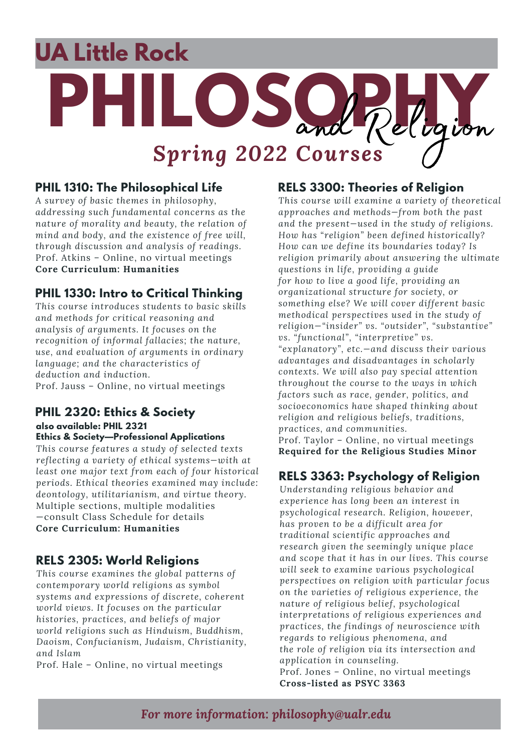# UA Little Rock PHILOSOPHY *and Religion*

## *Spring 2022 Courses*

### PHIL 1310: The Philosophical Life

*A survey of basic themes in philosophy, addressing such fundamental concerns as the nature of morality and beauty, the relation of mind and body, and the existence of free will, through discussion and analysis of readings.*

Prof. Atkins – Online, no virtual meetings

**Core Curriculum: Humanities**

### PHIL 1330: Intro to Critical Thinking

*This course introduces students to basic skills and methods for critical reasoning and analysis of arguments. It focuses on the recognition of informal fallacies; the nature, use, and evaluation of arguments in ordinary language; and the characteristics of deduction and induction.*

Prof. Jauss – Online, no virtual meetings

### PHIL 2320: Ethics & Society

**also available: PHIL 2321**
**Ethics & Society—Professional Applications**

*This course features a study of selected texts reflecting a variety of ethical systems—with at least one major text from each of four historical periods. Ethical theories examined may include: deontology, utilitarianism, and virtue theory.*

Multiple sections, multiple modalities —consult Class Schedule for details

**Core Curriculum: Humanities**

### RELS 2305: World Religions

*This course examines the global patterns of contemporary world religions as symbol systems and expressions of discrete, coherent world views. It focuses on the particular histories, practices, and beliefs of major world religions such as Hinduism, Buddhism, Daoism, Confucianism, Judaism, Christianity, and Islam*

Prof. Hale – Online, no virtual meetings

### RELS 3300: Theories of Religion

*This course will examine a variety of theoretical approaches and methods—from both the past and the present—used in the study of religions. How has "religion" been defined historically? How can we define its boundaries today? Is religion primarily about answering the ultimate questions in life, providing a guide for how to live a good life, providing an organizational structure for society, or something else? We will cover different basic methodical perspectives used in the study of religion—"insider" vs. "outsider", "substantive" vs. "functional", "interpretive" vs. "explanatory", etc.—and discuss their various advantages and disadvantages in scholarly contexts. We will also pay special attention throughout the course to the ways in which factors such as race, gender, politics, and socioeconomics have shaped thinking about religion and religious beliefs, traditions, practices, and communities.*

Prof. Taylor – Online, no virtual meetings

**Required for the Religious Studies Minor**

### RELS 3363: Psychology of Religion

*Understanding religious behavior and experience has long been an interest in psychological research. Religion, however, has proven to be a difficult area for traditional scientific approaches and research given the seemingly unique place and scope that it has in our lives. This course will seek to examine various psychological perspectives on religion with particular focus on the varieties of religious experience, the nature of religious belief, psychological interpretations of religious experiences and practices, the findings of neuroscience with regards to religious phenomena, and the role of religion via its intersection and application in counseling.*

Prof. Jones – Online, no virtual meetings

**Cross-listed as PSYC 3363**

*For more information: philosophy@ualr.edu*